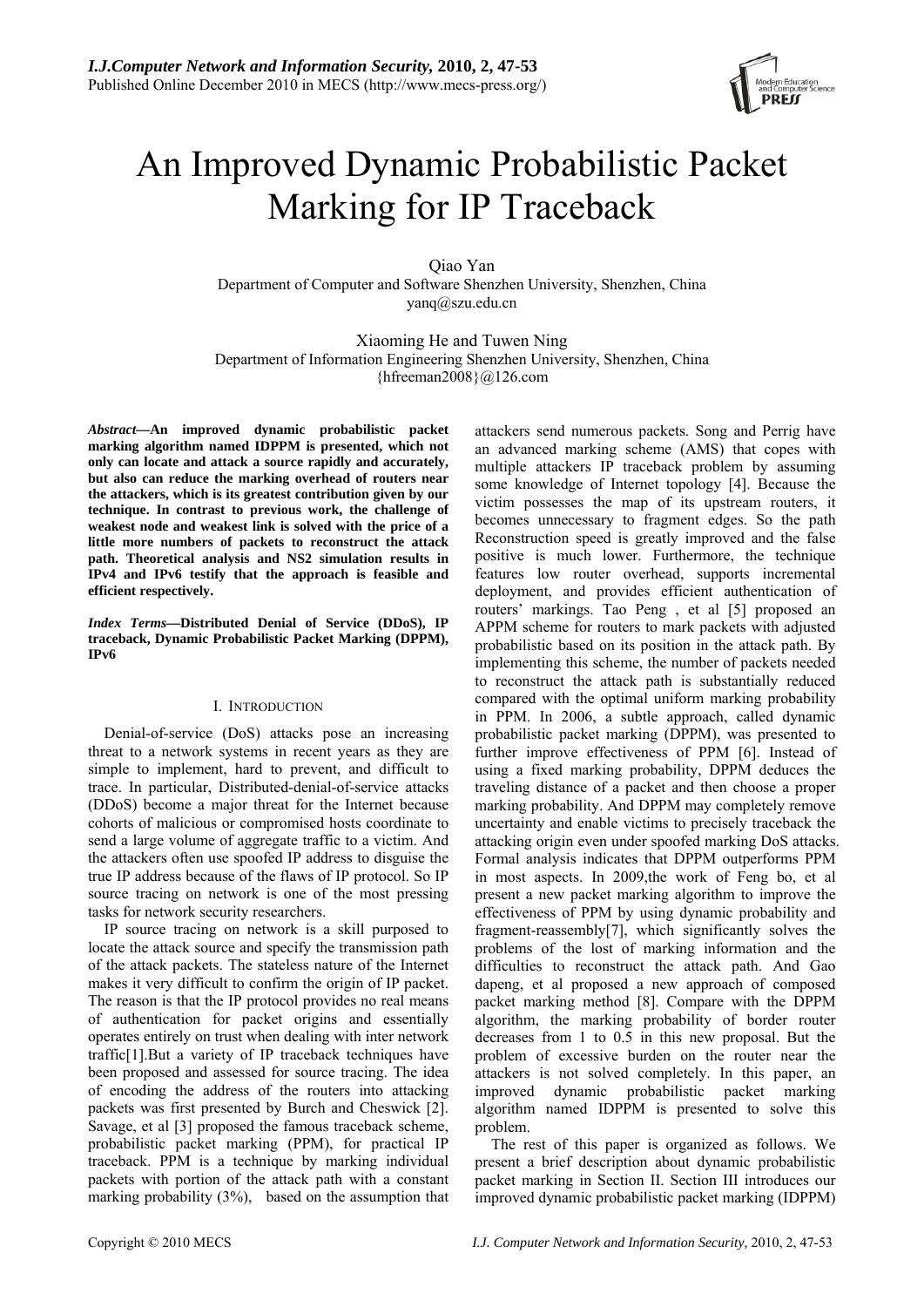# An Improved Dynamic Probabilistic Packet Marking for IP Traceback

Qiao Yan
Department of Computer and Software Shenzhen University, Shenzhen, China
yanq@szu.edu.cn

Xiaoming He and Tuwen Ning
Department of Information Engineering Shenzhen University, Shenzhen, China
{hfreeman2008}@126.com

***Abstract*—An improved dynamic probabilistic packet marking algorithm named IDPPM is presented, which not only can locate and attack a source rapidly and accurately, but also can reduce the marking overhead of routers near the attackers, which is its greatest contribution given by our technique. In contrast to previous work, the challenge of weakest node and weakest link is solved with the price of a little more numbers of packets to reconstruct the attack path. Theoretical analysis and NS2 simulation results in IPv4 and IPv6 testify that the approach is feasible and efficient respectively.**

***Index Terms*—Distributed Denial of Service (DDoS), IP traceback, Dynamic Probabilistic Packet Marking (DPPM), IPv6**

## I. INTRODUCTION

Denial-of-service (DoS) attacks pose an increasing threat to a network systems in recent years as they are simple to implement, hard to prevent, and difficult to trace. In particular, Distributed-denial-of-service attacks (DDoS) become a major threat for the Internet because cohorts of malicious or compromised hosts coordinate to send a large volume of aggregate traffic to a victim. And the attackers often use spoofed IP address to disguise the true IP address because of the flaws of IP protocol. So IP source tracing on network is one of the most pressing tasks for network security researchers.

IP source tracing on network is a skill purposed to locate the attack source and specify the transmission path of the attack packets. The stateless nature of the Internet makes it very difficult to confirm the origin of IP packet. The reason is that the IP protocol provides no real means of authentication for packet origins and essentially operates entirely on trust when dealing with inter network traffic[1].But a variety of IP traceback techniques have been proposed and assessed for source tracing. The idea of encoding the address of the routers into attacking packets was first presented by Burch and Cheswick [2]. Savage, et al [3] proposed the famous traceback scheme, probabilistic packet marking (PPM), for practical IP traceback. PPM is a technique by marking individual packets with portion of the attack path with a constant marking probability (3%), based on the assumption that attackers send numerous packets. Song and Perrig have an advanced marking scheme (AMS) that copes with multiple attackers IP traceback problem by assuming some knowledge of Internet topology [4]. Because the victim possesses the map of its upstream routers, it becomes unnecessary to fragment edges. So the path Reconstruction speed is greatly improved and the false positive is much lower. Furthermore, the technique features low router overhead, supports incremental deployment, and provides efficient authentication of routers' markings. Tao Peng , et al [5] proposed an APPM scheme for routers to mark packets with adjusted probabilistic based on its position in the attack path. By implementing this scheme, the number of packets needed to reconstruct the attack path is substantially reduced compared with the optimal uniform marking probability in PPM. In 2006, a subtle approach, called dynamic probabilistic packet marking (DPPM), was presented to further improve effectiveness of PPM [6]. Instead of using a fixed marking probability, DPPM deduces the traveling distance of a packet and then choose a proper marking probability. And DPPM may completely remove uncertainty and enable victims to precisely traceback the attacking origin even under spoofed marking DoS attacks. Formal analysis indicates that DPPM outperforms PPM in most aspects. In 2009,the work of Feng bo, et al present a new packet marking algorithm to improve the effectiveness of PPM by using dynamic probability and fragment-reassembly[7], which significantly solves the problems of the lost of marking information and the difficulties to reconstruct the attack path. And Gao dapeng, et al proposed a new approach of composed packet marking method [8]. Compare with the DPPM algorithm, the marking probability of border router decreases from 1 to 0.5 in this new proposal. But the problem of excessive burden on the router near the attackers is not solved completely. In this paper, an improved dynamic probabilistic packet marking algorithm named IDPPM is presented to solve this problem.

The rest of this paper is organized as follows. We present a brief description about dynamic probabilistic packet marking in Section II. Section III introduces our improved dynamic probabilistic packet marking (IDPPM)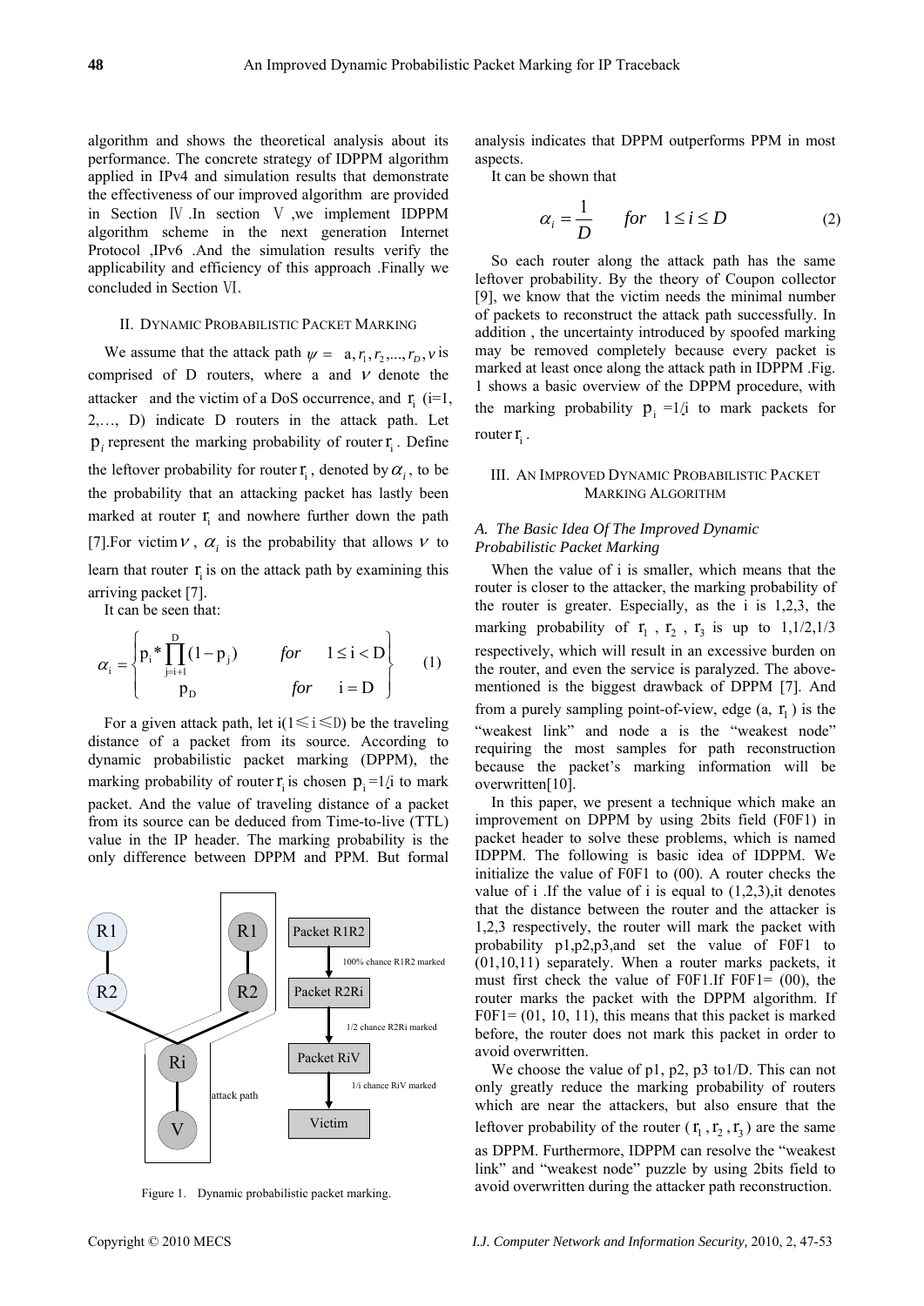algorithm and shows the theoretical analysis about its performance. The concrete strategy of IDPPM algorithm applied in IPv4 and simulation results that demonstrate the effectiveness of our improved algorithm are provided in Section Ⅳ .In section Ⅴ ,we implement IDPPM algorithm scheme in the next generation Internet Protocol ,IPv6 .And the simulation results verify the applicability and efficiency of this approach .Finally we concluded in Section Ⅵ.

## II. Dynamic Probabilistic Packet Marking

We assume that the attack path $\psi = a, r_1, r_2, ..., r_D, v$ is comprised of D routers, where a and $v$ denote the attacker and the victim of a DoS occurrence, and $r_i$ (i=1, 2,…, D) indicate D routers in the attack path. Let $p_i$ represent the marking probability of router $r_i$. Define the leftover probability for router $r_i$, denoted by $\alpha_i$, to be the probability that an attacking packet has lastly been marked at router $r_i$ and nowhere further down the path [7].For victim $v$, $\alpha_i$ is the probability that allows $v$ to learn that router $r_i$ is on the attack path by examining this arriving packet [7].

It can be seen that:

$$\alpha_i = \begin{cases} p_i * \prod_{j=i+1}^{D} (1 - p_j) & for \quad 1 \le i < D \\ p_D & for \quad i = D \end{cases} \tag{1}$$

For a given attack path, let i(1≤i≤D) be the traveling distance of a packet from its source. According to dynamic probabilistic packet marking (DPPM), the marking probability of router $r_i$ is chosen $p_i$ =1/i to mark packet. And the value of traveling distance of a packet from its source can be deduced from Time-to-live (TTL) value in the IP header. The marking probability is the only difference between DPPM and PPM. But formal analysis indicates that DPPM outperforms PPM in most aspects.

It can be shown that

$$\alpha_i = \frac{1}{D} \qquad for \quad 1 \le i \le D \tag{2}$$

So each router along the attack path has the same leftover probability. By the theory of Coupon collector [9], we know that the victim needs the minimal number of packets to reconstruct the attack path successfully. In addition , the uncertainty introduced by spoofed marking may be removed completely because every packet is marked at least once along the attack path in IDPPM .Fig. 1 shows a basic overview of the DPPM procedure, with the marking probability $p_i$ =1/i to mark packets for router $r_i$.

Figure 1. Dynamic probabilistic packet marking.

## III. An Improved Dynamic Probabilistic Packet Marking Algorithm

### A. The Basic Idea Of The Improved Dynamic Probabilistic Packet Marking

When the value of i is smaller, which means that the router is closer to the attacker, the marking probability of the router is greater. Especially, as the i is 1,2,3, the marking probability of $r_1$ , $r_2$ , $r_3$ is up to 1,1/2,1/3 respectively, which will result in an excessive burden on the router, and even the service is paralyzed. The above-mentioned is the biggest drawback of DPPM [7]. And from a purely sampling point-of-view, edge (a, $r_1$) is the "weakest link" and node a is the "weakest node" requiring the most samples for path reconstruction because the packet's marking information will be overwritten[10].

In this paper, we present a technique which make an improvement on DPPM by using 2bits field (F0F1) in packet header to solve these problems, which is named IDPPM. The following is basic idea of IDPPM. We initialize the value of F0F1 to (00). A router checks the value of i .If the value of i is equal to (1,2,3),it denotes that the distance between the router and the attacker is 1,2,3 respectively, the router will mark the packet with probability p1,p2,p3,and set the value of F0F1 to (01,10,11) separately. When a router marks packets, it must first check the value of F0F1.If F0F1= (00), the router marks the packet with the DPPM algorithm. If F0F1= (01, 10, 11), this means that this packet is marked before, the router does not mark this packet in order to avoid overwritten.

We choose the value of p1, p2, p3 to1/D. This can not only greatly reduce the marking probability of routers which are near the attackers, but also ensure that the leftover probability of the router ($r_1$ , $r_2$ , $r_3$) are the same as DPPM. Furthermore, IDPPM can resolve the "weakest link" and "weakest node" puzzle by using 2bits field to avoid overwritten during the attacker path reconstruction.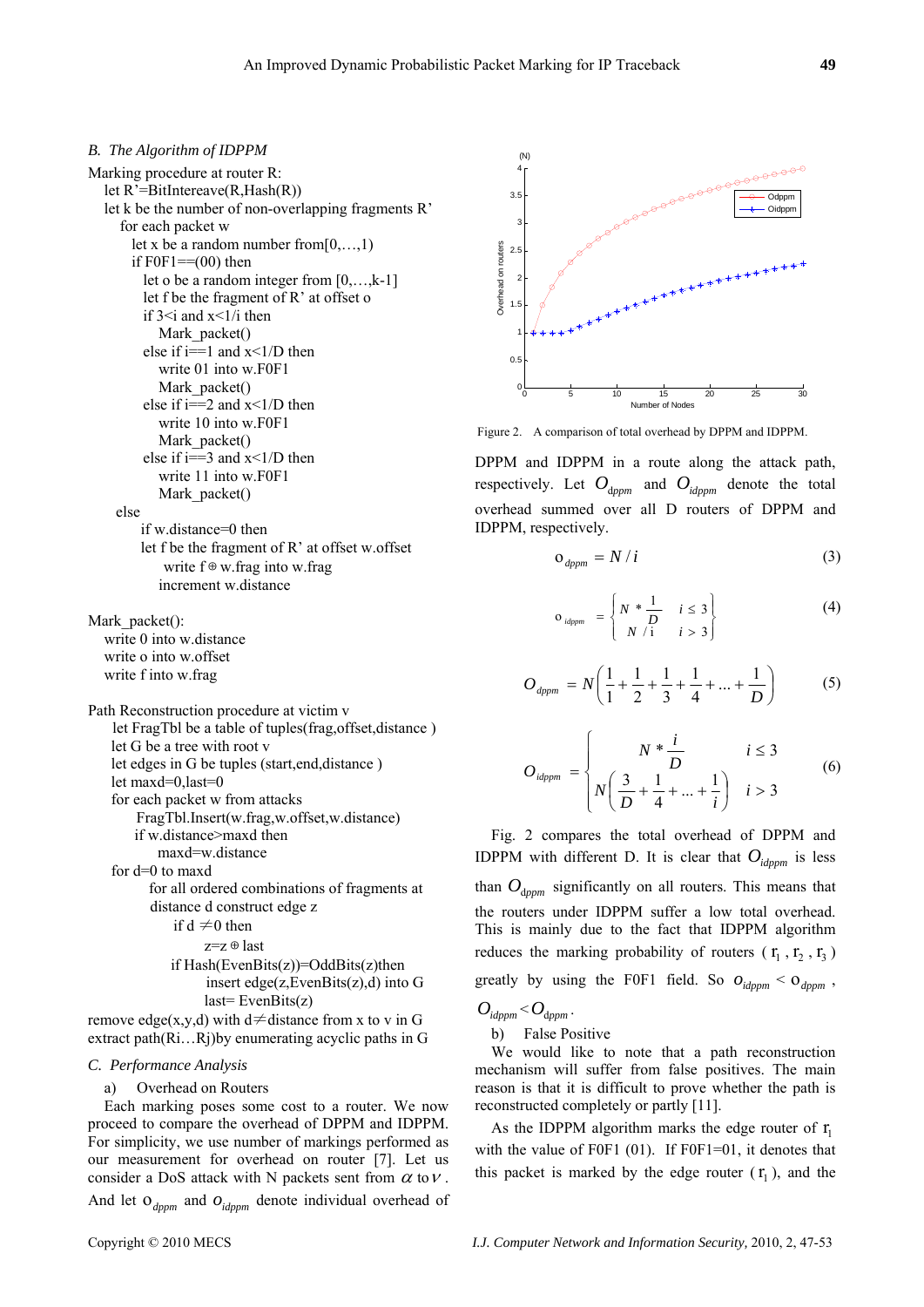### B. The Algorithm of IDPPM

```
Marking procedure at router R:
  let R'=BitIntereave(R,Hash(R))
  let k be the number of non-overlapping fragments R'
    for each packet w
      let x be a random number from[0,…,1)
      if F0F1==(00) then
        let o be a random integer from [0,…,k-1]
        let f be the fragment of R' at offset o
        if 3<i and x<1/i then
            Mark_packet()
        else if i==1 and x<1/D then
            write 01 into w.F0F1
            Mark_packet()
        else if i==2 and x<1/D then
            write 10 into w.F0F1
            Mark_packet()
        else if i==3 and x<1/D then
            write 11 into w.F0F1
            Mark_packet()
    else
        if w.distance=0 then
        let f be the fragment of R' at offset w.offset
            write f ⊕ w.frag into w.frag
            increment w.distance

Mark_packet():
  write 0 into w.distance
  write o into w.offset
  write f into w.frag

Path Reconstruction procedure at victim v
   let FragTbl be a table of tuples(frag,offset,distance )
  let G be a tree with root v
  let edges in G be tuples (start,end,distance )
  let maxd=0,last=0
  for each packet w from attacks
      FragTbl.Insert(w.frag,w.offset,w.distance)
      if w.distance>maxd then
          maxd=w.distance
  for d=0 to maxd
          for all ordered combinations of fragments at
          distance d construct edge z
              if d ≠0 then
                  z=z ⊕ last
             if Hash(EvenBits(z))=OddBits(z)then
                 insert edge(z,EvenBits(z),d) into G
                 last= EvenBits(z)
remove edge(x,y,d) with d≠distance from x to v in G
extract path(Ri…Rj)by enumerating acyclic paths in G
```

### C. Performance Analysis

a) Overhead on Routers

Each marking poses some cost to a router. We now proceed to compare the overhead of DPPM and IDPPM. For simplicity, we use number of markings performed as our measurement for overhead on router [7]. Let us consider a DoS attack with N packets sent from $\alpha$ to $v$. And let $o_{dppm}$ and $o_{idppm}$ denote individual overhead of DPPM and IDPPM in a route along the attack path, respectively. Let $O_{dppm}$ and $O_{idppm}$ denote the total overhead summed over all D routers of DPPM and IDPPM, respectively.

$$o_{dppm} = N / i \tag{3}$$

$$o_{idppm} = \begin{cases} N * \dfrac{1}{D} & i \le 3 \\ N / i & i > 3 \end{cases} \tag{4}$$

$$O_{dppm} = N\left(\frac{1}{1} + \frac{1}{2} + \frac{1}{3} + \frac{1}{4} + \ldots + \frac{1}{D}\right) \tag{5}$$

$$O_{idppm} = \begin{cases} N * \dfrac{i}{D} & i \le 3 \\ N\left(\dfrac{3}{D} + \dfrac{1}{4} + \ldots + \dfrac{1}{i}\right) & i > 3 \end{cases} \tag{6}$$

Figure 2. A comparison of total overhead by DPPM and IDPPM.

Fig. 2 compares the total overhead of DPPM and IDPPM with different D. It is clear that $O_{idppm}$ is less than $O_{dppm}$ significantly on all routers. This means that the routers under IDPPM suffer a low total overhead. This is mainly due to the fact that IDPPM algorithm reduces the marking probability of routers ( $r_1$, $r_2$, $r_3$ ) greatly by using the F0F1 field. So $o_{idppm} < o_{dppm}$ , $O_{idppm} < O_{dppm}$.

b) False Positive

We would like to note that a path reconstruction mechanism will suffer from false positives. The main reason is that it is difficult to prove whether the path is reconstructed completely or partly [11].

As the IDPPM algorithm marks the edge router of $r_1$ with the value of F0F1 (01). If F0F1=01, it denotes that this packet is marked by the edge router ( $r_1$ ), and the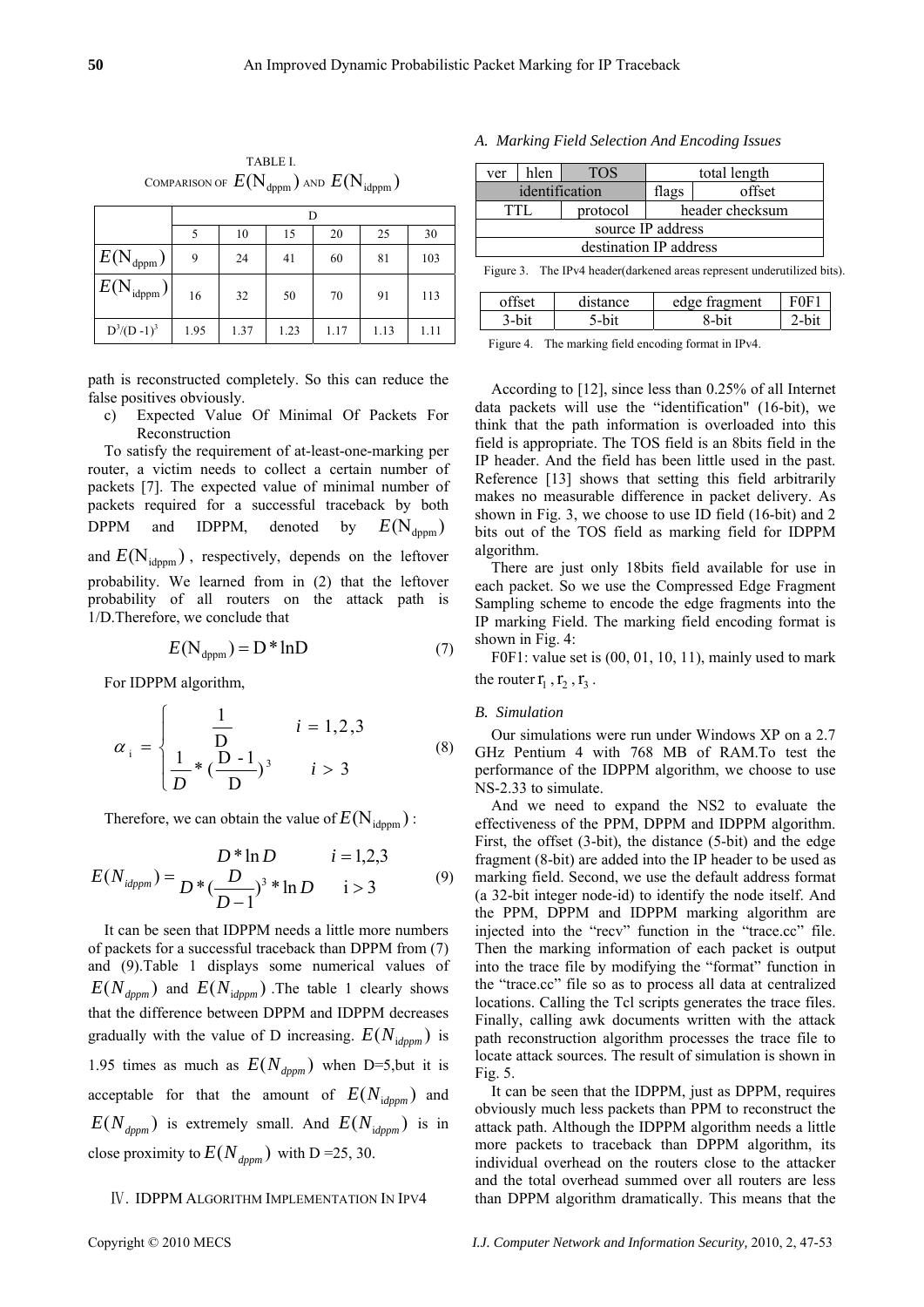TABLE I.
COMPARISON OF $E(\mathrm{N}_{\mathrm{dppm}})$ AND $E(\mathrm{N}_{\mathrm{idppm}})$

| | D | | | | | |
|---|---|---|---|---|---|---|
| | 5 | 10 | 15 | 20 | 25 | 30 |
| $E(\mathrm{N}_{\mathrm{dppm}})$ | 9 | 24 | 41 | 60 | 81 | 103 |
| $E(\mathrm{N}_{\mathrm{idppm}})$ | 16 | 32 | 50 | 70 | 91 | 113 |
| $\mathrm{D}^3/(\mathrm{D}-1)^3$ | 1.95 | 1.37 | 1.23 | 1.17 | 1.13 | 1.11 |

path is reconstructed completely. So this can reduce the false positives obviously.

c) Expected Value Of Minimal Of Packets For Reconstruction

To satisfy the requirement of at-least-one-marking per router, a victim needs to collect a certain number of packets [7]. The expected value of minimal number of packets required for a successful traceback by both DPPM and IDPPM, denoted by $E(\mathrm{N}_{\mathrm{dppm}})$ and $E(\mathrm{N}_{\mathrm{idppm}})$, respectively, depends on the leftover probability. We learned from in (2) that the leftover probability of all routers on the attack path is 1/D.Therefore, we conclude that

$$E(\mathrm{N}_{\mathrm{dppm}}) = \mathrm{D} * \ln \mathrm{D} \tag{7}$$

For IDPPM algorithm,

$$\alpha_{\mathrm{i}} = \begin{cases} \dfrac{1}{\mathrm{D}} & i = 1,2,3 \\ \dfrac{1}{D} * (\dfrac{\mathrm{D}-1}{\mathrm{D}})^3 & i > 3 \end{cases} \tag{8}$$

Therefore, we can obtain the value of $E(\mathrm{N}_{\mathrm{idppm}})$:

$$E(N_{idppm}) = \begin{cases} D * \ln D & i = 1,2,3 \\ D * (\dfrac{D}{D-1})^3 * \ln D & \mathrm{i} > 3 \end{cases} \tag{9}$$

It can be seen that IDPPM needs a little more numbers of packets for a successful traceback than DPPM from (7) and (9).Table 1 displays some numerical values of $E(N_{dppm})$ and $E(N_{idppm})$ .The table 1 clearly shows that the difference between DPPM and IDPPM decreases gradually with the value of D increasing. $E(N_{idppm})$ is 1.95 times as much as $E(N_{dppm})$ when D=5,but it is acceptable for that the amount of $E(N_{idppm})$ and $E(N_{dppm})$ is extremely small. And $E(N_{idppm})$ is in close proximity to $E(N_{dppm})$ with D =25, 30.

## Ⅳ. IDPPM ALGORITHM IMPLEMENTATION IN IPV4

### A. Marking Field Selection And Encoding Issues

| ver | hlen | TOS | total length | |
|---|---|---|---|---|
| identification | | | flags | offset |
| TTL | | protocol | header checksum | |
| source IP address | | | | |
| destination IP address | | | | |

Figure 3. The IPv4 header(darkened areas represent underutilized bits).

| offset | distance | edge fragment | F0F1 |
|---|---|---|---|
| 3-bit | 5-bit | 8-bit | 2-bit |

Figure 4. The marking field encoding format in IPv4.

According to [12], since less than 0.25% of all Internet data packets will use the "identification" (16-bit), we think that the path information is overloaded into this field is appropriate. The TOS field is an 8bits field in the IP header. And the field has been little used in the past. Reference [13] shows that setting this field arbitrarily makes no measurable difference in packet delivery. As shown in Fig. 3, we choose to use ID field (16-bit) and 2 bits out of the TOS field as marking field for IDPPM algorithm.

There are just only 18bits field available for use in each packet. So we use the Compressed Edge Fragment Sampling scheme to encode the edge fragments into the IP marking Field. The marking field encoding format is shown in Fig. 4:

F0F1: value set is (00, 01, 10, 11), mainly used to mark the router $\mathrm{r}_1, \mathrm{r}_2, \mathrm{r}_3$.

### B. Simulation

Our simulations were run under Windows XP on a 2.7 GHz Pentium 4 with 768 MB of RAM.To test the performance of the IDPPM algorithm, we choose to use NS-2.33 to simulate.

And we need to expand the NS2 to evaluate the effectiveness of the PPM, DPPM and IDPPM algorithm. First, the offset (3-bit), the distance (5-bit) and the edge fragment (8-bit) are added into the IP header to be used as marking field. Second, we use the default address format (a 32-bit integer node-id) to identify the node itself. And the PPM, DPPM and IDPPM marking algorithm are injected into the "recv" function in the "trace.cc" file. Then the marking information of each packet is output into the trace file by modifying the "format" function in the "trace.cc" file so as to process all data at centralized locations. Calling the Tcl scripts generates the trace files. Finally, calling awk documents written with the attack path reconstruction algorithm processes the trace file to locate attack sources. The result of simulation is shown in Fig. 5.

It can be seen that the IDPPM, just as DPPM, requires obviously much less packets than PPM to reconstruct the attack path. Although the IDPPM algorithm needs a little more packets to traceback than DPPM algorithm, its individual overhead on the routers close to the attacker and the total overhead summed over all routers are less than DPPM algorithm dramatically. This means that the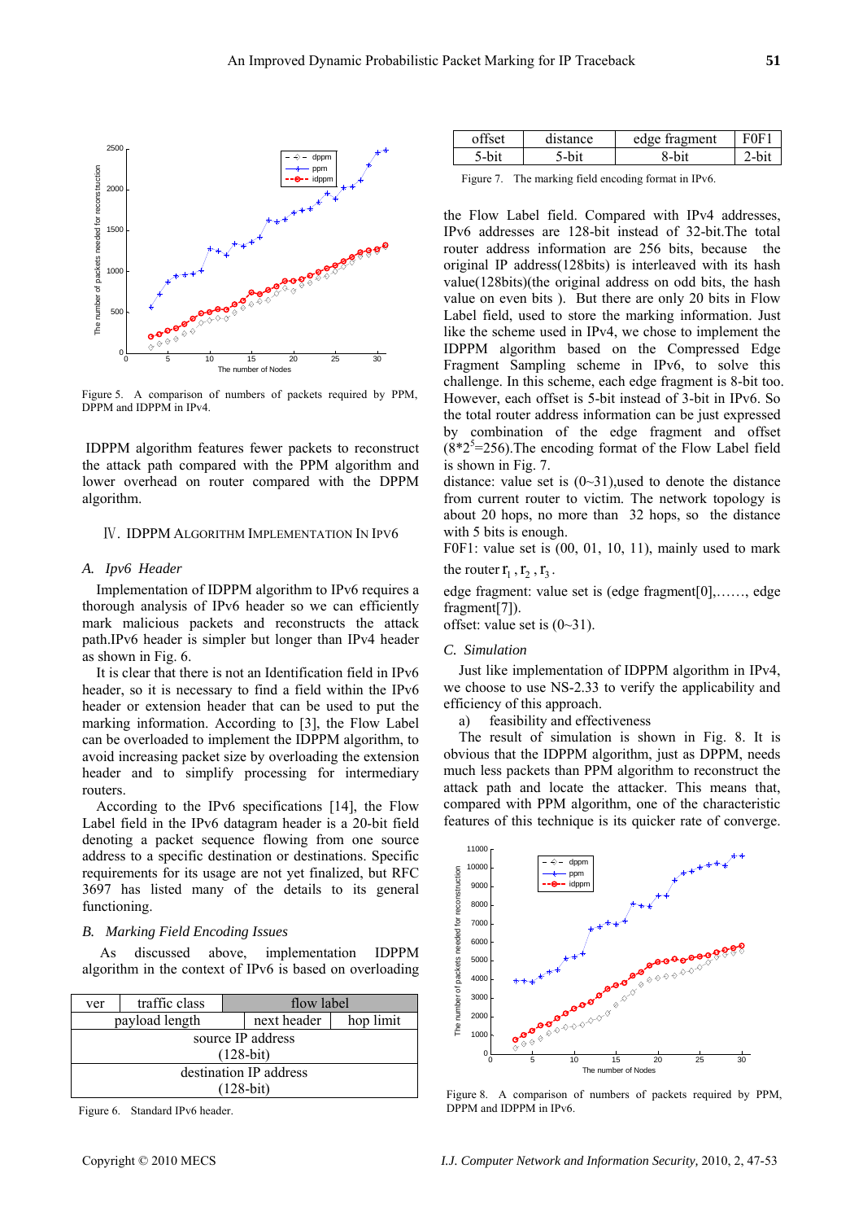Figure 5. A comparison of numbers of packets required by PPM, DPPM and IDPPM in IPv4.

IDPPM algorithm features fewer packets to reconstruct the attack path compared with the PPM algorithm and lower overhead on router compared with the DPPM algorithm.

## Ⅳ. IDPPM ALGORITHM IMPLEMENTATION IN IPV6

### *A. Ipv6 Header*

Implementation of IDPPM algorithm to IPv6 requires a thorough analysis of IPv6 header so we can efficiently mark malicious packets and reconstruct the attack path.IPv6 header is simpler but longer than IPv4 header as shown in Fig. 6.

It is clear that there is not an Identification field in IPv6 header, so it is necessary to find a field within the IPv6 header or extension header that can be used to put the marking information. According to [3], the Flow Label can be overloaded to implement the IDPPM algorithm, to avoid increasing packet size by overloading the extension header and to simplify processing for intermediary routers.

According to the IPv6 specifications [14], the Flow Label field in the IPv6 datagram header is a 20-bit field denoting a packet sequence flowing from one source address to a specific destination or destinations. Specific requirements for its usage are not yet finalized, but RFC 3697 has listed many of the details to its general functioning.

### *B. Marking Field Encoding Issues*

As discussed above, implementation IDPPM algorithm in the context of IPv6 is based on overloading

| ver | traffic class | flow label | |
|---|---|---|---|
| payload length | | next header | hop limit |
| source IP address (128-bit) | | | |
| destination IP address (128-bit) | | | |

Figure 6. Standard IPv6 header.

| offset | distance | edge fragment | F0F1 |
|---|---|---|---|
| 5-bit | 5-bit | 8-bit | 2-bit |

Figure 7. The marking field encoding format in IPv6.

the Flow Label field. Compared with IPv4 addresses, IPv6 addresses are 128-bit instead of 32-bit.The total router address information are 256 bits, because the original IP address(128bits) is interleaved with its hash value(128bits)(the original address on odd bits, the hash value on even bits ). But there are only 20 bits in Flow Label field, used to store the marking information. Just like the scheme used in IPv4, we chose to implement the IDPPM algorithm based on the Compressed Edge Fragment Sampling scheme in IPv6, to solve this challenge. In this scheme, each edge fragment is 8-bit too. However, each offset is 5-bit instead of 3-bit in IPv6. So the total router address information can be just expressed by combination of the edge fragment and offset ($8*2^5=256$).The encoding format of the Flow Label field is shown in Fig. 7.

distance: value set is (0~31),used to denote the distance from current router to victim. The network topology is about 20 hops, no more than 32 hops, so the distance with 5 bits is enough.

F0F1: value set is (00, 01, 10, 11), mainly used to mark the router $r_1$ , $r_2$ , $r_3$ .

edge fragment: value set is (edge fragment[0],……, edge fragment[7]).

offset: value set is (0~31).

### *C. Simulation*

Just like implementation of IDPPM algorithm in IPv4, we choose to use NS-2.33 to verify the applicability and efficiency of this approach.

a) feasibility and effectiveness

The result of simulation is shown in Fig. 8. It is obvious that the IDPPM algorithm, just as DPPM, needs much less packets than PPM algorithm to reconstruct the attack path and locate the attacker. This means that, compared with PPM algorithm, one of the characteristic features of this technique is its quicker rate of converge.

Figure 8. A comparison of numbers of packets required by PPM, DPPM and IDPPM in IPv6.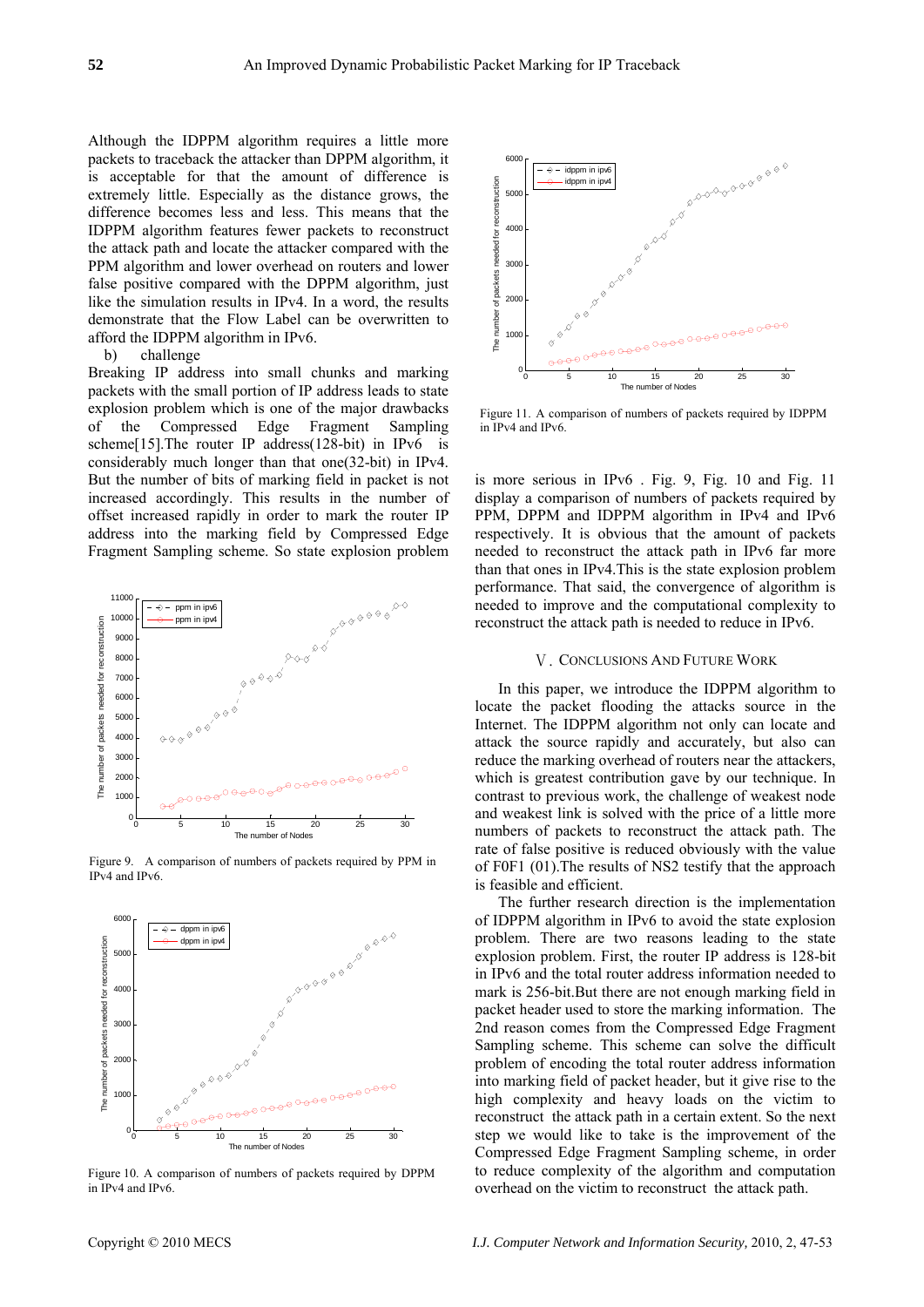Although the IDPPM algorithm requires a little more packets to traceback the attacker than DPPM algorithm, it is acceptable for that the amount of difference is extremely little. Especially as the distance grows, the difference becomes less and less. This means that the IDPPM algorithm features fewer packets to reconstruct the attack path and locate the attacker compared with the PPM algorithm and lower overhead on routers and lower false positive compared with the DPPM algorithm, just like the simulation results in IPv4. In a word, the results demonstrate that the Flow Label can be overwritten to afford the IDPPM algorithm in IPv6.

b) challenge

Breaking IP address into small chunks and marking packets with the small portion of IP address leads to state explosion problem which is one of the major drawbacks of the Compressed Edge Fragment Sampling scheme[15].The router IP address(128-bit) in IPv6 is considerably much longer than that one(32-bit) in IPv4. But the number of bits of marking field in packet is not increased accordingly. This results in the number of offset increased rapidly in order to mark the router IP address into the marking field by Compressed Edge Fragment Sampling scheme. So state explosion problem is more serious in IPv6 . Fig. 9, Fig. 10 and Fig. 11 display a comparison of numbers of packets required by PPM, DPPM and IDPPM algorithm in IPv4 and IPv6 respectively. It is obvious that the amount of packets needed to reconstruct the attack path in IPv6 far more than that ones in IPv4.This is the state explosion problem performance. That said, the convergence of algorithm is needed to improve and the computational complexity to reconstruct the attack path is needed to reduce in IPv6.

Figure 9. A comparison of numbers of packets required by PPM in IPv4 and IPv6.

Figure 10. A comparison of numbers of packets required by DPPM in IPv4 and IPv6.

Figure 11. A comparison of numbers of packets required by IDPPM in IPv4 and IPv6.

## V. Conclusions And Future Work

In this paper, we introduce the IDPPM algorithm to locate the packet flooding the attacks source in the Internet. The IDPPM algorithm not only can locate and attack the source rapidly and accurately, but also can reduce the marking overhead of routers near the attackers, which is greatest contribution gave by our technique. In contrast to previous work, the challenge of weakest node and weakest link is solved with the price of a little more numbers of packets to reconstruct the attack path. The rate of false positive is reduced obviously with the value of F0F1 (01).The results of NS2 testify that the approach is feasible and efficient.

The further research direction is the implementation of IDPPM algorithm in IPv6 to avoid the state explosion problem. There are two reasons leading to the state explosion problem. First, the router IP address is 128-bit in IPv6 and the total router address information needed to mark is 256-bit.But there are not enough marking field in packet header used to store the marking information. The 2nd reason comes from the Compressed Edge Fragment Sampling scheme. This scheme can solve the difficult problem of encoding the total router address information into marking field of packet header, but it give rise to the high complexity and heavy loads on the victim to reconstruct the attack path in a certain extent. So the next step we would like to take is the improvement of the Compressed Edge Fragment Sampling scheme, in order to reduce complexity of the algorithm and computation overhead on the victim to reconstruct the attack path.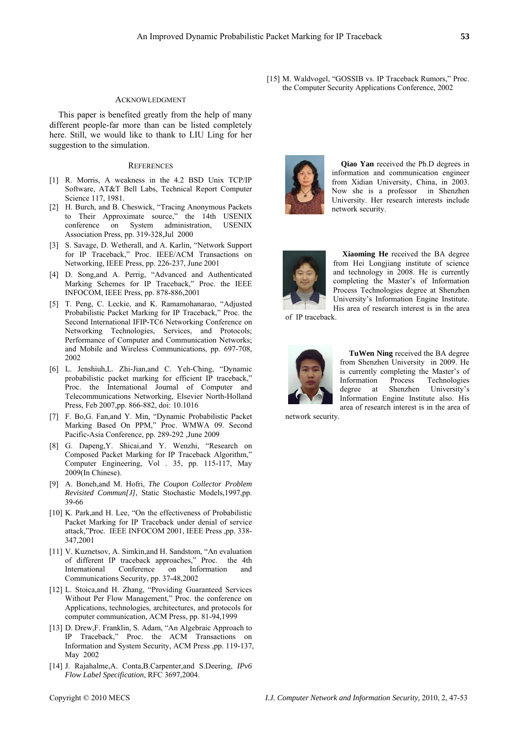## ACKNOWLEDGMENT

This paper is benefited greatly from the help of many different people-far more than can be listed completely here. Still, we would like to thank to LIU Ling for her suggestion to the simulation.

## REFERENCES

[1] R. Morris, A weakness in the 4.2 BSD Unix TCP/IP Software, AT&T Bell Labs, Technical Report Computer Science 117, 1981.

[2] H. Burch, and B. Cheswick, "Tracing Anonymous Packets to Their Approximate source," the 14th USENIX conference on System administration, USENIX Association Press, pp. 319-328,Jul 2000

[3] S. Savage, D. Wetherall, and A. Karlin, "Network Support for IP Traceback," Proc. IEEE/ACM Transactions on Networking, IEEE Press, pp. 226-237, June 2001

[4] D. Song,and A. Perrig, "Advanced and Authenticated Marking Schemes for IP Traceback," Proc. the IEEE INFOCOM, IEEE Press, pp. 878-886,2001

[5] T. Peng, C. Leckie, and K. Ramamohanarao, "Adjusted Probabilistic Packet Marking for IP Traceback," Proc. the Second International IFIP-TC6 Networking Conference on Networking Technologies, Services, and Protocols; Performance of Computer and Communication Networks; and Mobile and Wireless Communications, pp. 697-708, 2002

[6] L. Jenshiuh,L. Zhi-Jian,and C. Yeh-Ching, "Dynamic probabilistic packet marking for efficient IP traceback," Proc. the International Journal of Computer and Telecommunications Networking, Elsevier North-Holland Press, Feb 2007,pp. 866-882, doi: 10.1016

[7] F. Bo,G. Fan,and Y. Min, "Dynamic Probabilistic Packet Marking Based On PPM," Proc. WMWA 09. Second Pacific-Asia Conference, pp. 289-292 ,June 2009

[8] G. Dapeng,Y. Shicai,and Y. Wenzhi, "Research on Composed Packet Marking for IP Traceback Algorithm," Computer Engineering, Vol . 35, pp. 115-117, May 2009(In Chinese).

[9] A. Boneh,and M. Hofri, *The Coupon Collector Problem Revisited Commun[J]*, Static Stochastic Models,1997,pp. 39-66

[10] K. Park,and H. Lee, "On the effectiveness of Probabilistic Packet Marking for IP Traceback under denial of service attack,"Proc. IEEE INFOCOM 2001, IEEE Press ,pp. 338-347,2001

[11] V. Kuznetsov, A. Simkin,and H. Sandstom, "An evaluation of different IP traceback approaches," Proc. the 4th International Conference on Information and Communications Security, pp. 37-48,2002

[12] L. Stoica,and H. Zhang, "Providing Guaranteed Services Without Per Flow Management," Proc. the conference on Applications, technologies, architectures, and protocols for computer communication, ACM Press, pp. 81-94,1999

[13] D. Drew,F. Franklin, S. Adam, "An Algebraic Approach to IP Traceback," Proc. the ACM Transactions on Information and System Security, ACM Press ,pp. 119-137, May 2002

[14] J. Rajahalme,A. Conta,B.Carpenter,and S.Deering, *IPv6 Flow Label Specification*, RFC 3697,2004.

[15] M. Waldvogel, "GOSSIB vs. IP Traceback Rumors," Proc. the Computer Security Applications Conference, 2002

**Qiao Yan** received the Ph.D degrees in information and communication engineer from Xidian University, China, in 2003. Now she is a professor in Shenzhen University. Her research interests include network security.

**Xiaoming He** received the BA degree from Hei Longjiang institute of science and technology in 2008. He is currently completing the Master's of Information Process Technologies degree at Shenzhen University's Information Engine Institute. His area of research interest is in the area of IP traceback.

**TuWen Ning** received the BA degree from Shenzhen University in 2009. He is currently completing the Master's of Information Process Technologies degree at Shenzhen University's Information Engine Institute also. His area of research interest is in the area of network security.